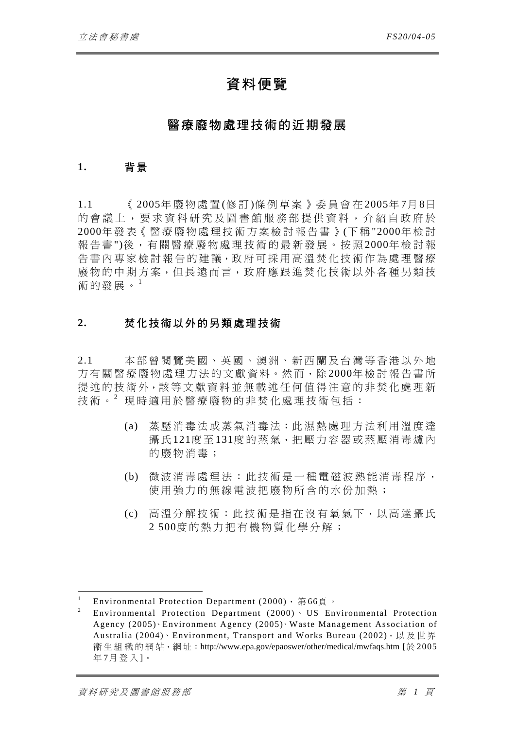# 資料便覽

## 醫療廢物處理技術的近期發展

### 1. 背景

1.1 《2005年廢物處置(修訂)條例草案》委員會在2005年7月8日的會議上，要求資料研究及圖書館服務部提供資料，介紹自政府於2000年發表《醫療廢物處理技術方案檢討報告書》(下稱"2000年檢討報告書")後，有關醫療廢物處理技術的最新發展。按照2000年檢討報告書內專家檢討報告的建議，政府可採用高溫焚化技術作為處理醫療廢物的中期方案，但長遠而言，政府應跟進焚化技術以外各種另類技術的發展。[1]

### 2. 焚化技術以外的另類處理技術

2.1 本部曾閱覽美國、英國、澳洲、新西蘭及台灣等香港以外地方有關醫療廢物處理方法的文獻資料。然而，除2000年檢討報告書所提述的技術外，該等文獻資料並無載述任何值得注意的非焚化處理新技術。[2] 現時適用於醫療廢物的非焚化處理技術包括：

(a) 蒸壓消毒法或蒸氣消毒法：此濕熱處理方法利用溫度達攝氏121度至131度的蒸氣，把壓力容器或蒸壓消毒爐內的廢物消毒；

(b) 微波消毒處理法：此技術是一種電磁波熱能消毒程序，使用強力的無線電波把廢物所含的水份加熱；

(c) 高溫分解技術：此技術是指在沒有氧氣下，以高達攝氏2 500度的熱力把有機物質化學分解；

---

[1] Environmental Protection Department (2000)，第66頁。

[2] Environmental Protection Department (2000)、US Environmental Protection Agency (2005)、Environment Agency (2005)、Waste Management Association of Australia (2004)、Environment, Transport and Works Bureau (2002)，以及世界衛生組織的網站，網址：http://www.epa.gov/epaoswer/other/medical/mwfaqs.htm [於2005年7月登入]。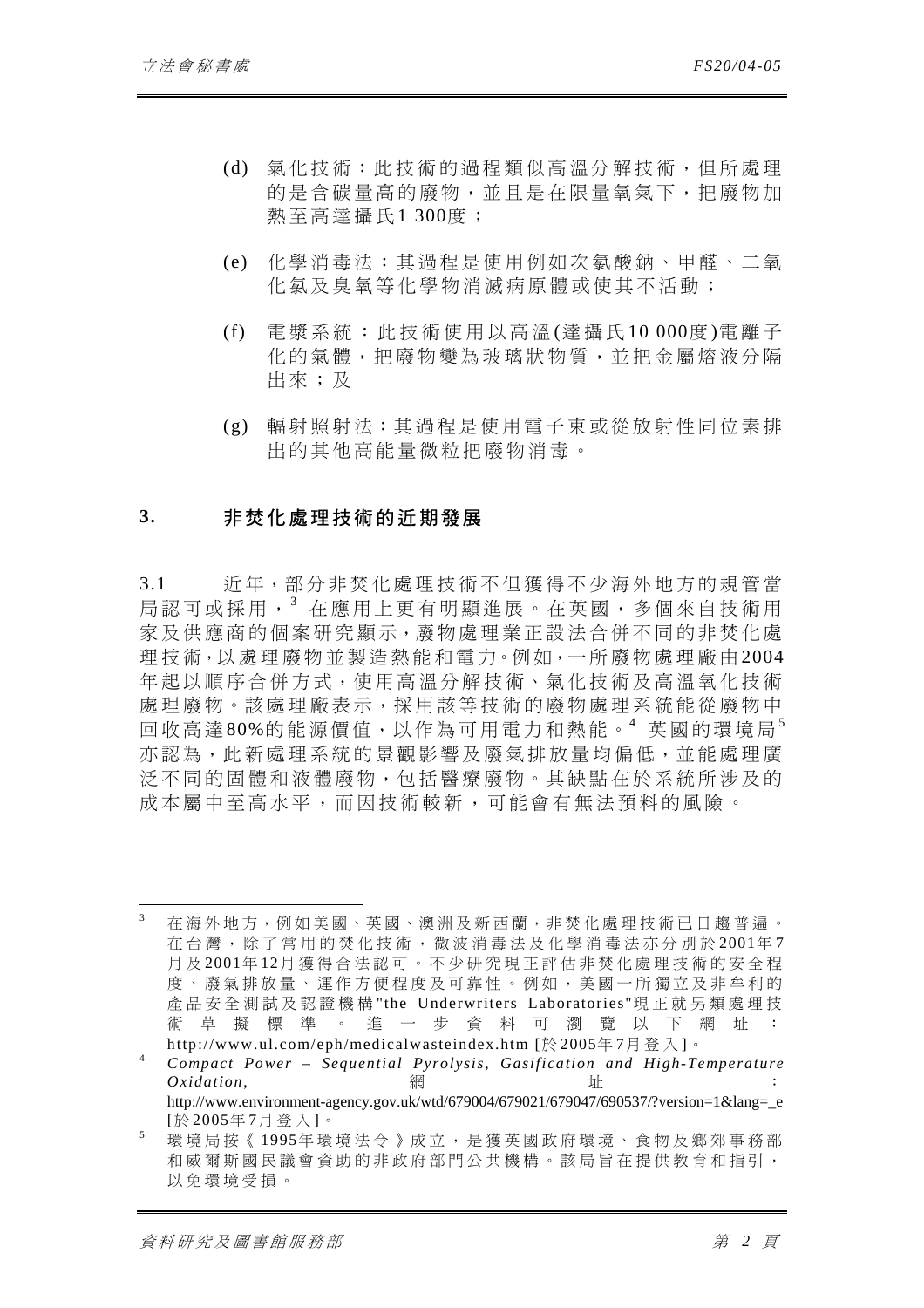(d) 氣化技術：此技術的過程類似高溫分解技術，但所處理的是含碳量高的廢物，並且是在限量氧氣下，把廢物加熱至高達攝氏1 300度；

(e) 化學消毒法：其過程是使用例如次氯酸鈉、甲醛、二氧化氯及臭氧等化學物消滅病原體或使其不活動；

(f) 電漿系統：此技術使用以高溫(達攝氏10 000度)電離子化的氣體，把廢物變為玻璃狀物質，並把金屬熔液分隔出來；及

(g) 輻射照射法：其過程是使用電子束或從放射性同位素排出的其他高能量微粒把廢物消毒。

## 3. 非焚化處理技術的近期發展

3.1 近年，部分非焚化處理技術不但獲得不少海外地方的規管當局認可或採用，[3] 在應用上更有明顯進展。在英國，多個來自技術用家及供應商的個案研究顯示，廢物處理業正設法合併不同的非焚化處理技術，以處理廢物並製造熱能和電力。例如，一所廢物處理廠由2004年起以順序合併方式，使用高溫分解技術、氣化技術及高溫氧化技術處理廢物。該處理廠表示，採用該等技術的廢物處理系統能從廢物中回收高達80%的能源價值，以作為可用電力和熱能。[4] 英國的環境局[5]亦認為，此新處理系統的景觀影響及廢氣排放量均偏低，並能處理廣泛不同的固體和液體廢物，包括醫療廢物。其缺點在於系統所涉及的成本屬中至高水平，而因技術較新，可能會有無法預料的風險。

---

[3] 在海外地方，例如美國、英國、澳洲及新西蘭，非焚化處理技術已日趨普遍。在台灣，除了常用的焚化技術，微波消毒法及化學消毒法亦分別於2001年7月及2001年12月獲得合法認可。不少研究現正評估非焚化處理技術的安全程度、廢氣排放量、運作方便程度及可靠性。例如，美國一所獨立及非牟利的產品安全測試及認證機構"the Underwriters Laboratories"現正就另類處理技術草擬標準。進一步資料可瀏覽以下網址：http://www.ul.com/eph/medicalwasteindex.htm [於2005年7月登入]。

[4] *Compact Power – Sequential Pyrolysis, Gasification and High-Temperature Oxidation*, 網址：http://www.environment-agency.gov.uk/wtd/679004/679021/679047/690537/?version=1&lang=_e [於2005年7月登入]。

[5] 環境局按《1995年環境法令》成立，是獲英國政府環境、食物及鄉郊事務部和威爾斯國民議會資助的非政府部門公共機構。該局旨在提供教育和指引，以免環境受損。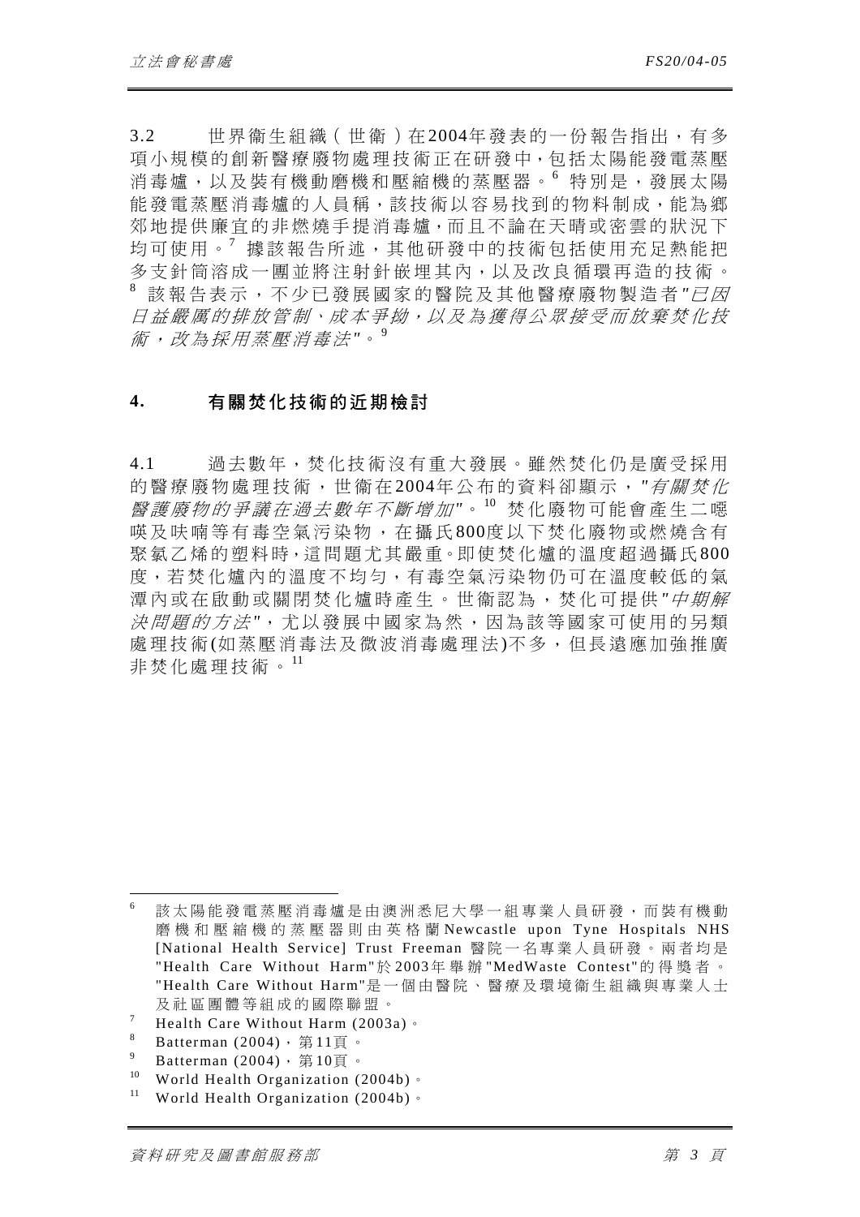3.2 世界衛生組織(世衛)在2004年發表的一份報告指出,有多項小規模的創新醫療廢物處理技術正在研發中,包括太陽能發電蒸壓消毒爐,以及裝有機動磨機和壓縮機的蒸壓器。[6] 特別是,發展太陽能發電蒸壓消毒爐的人員稱,該技術以容易找到的物料制成,能為鄉郊地提供廉宜的非燃燒手提消毒爐,而且不論在天晴或密雲的狀況下均可使用。[7] 據該報告所述,其他研發中的技術包括使用充足熱能把多支針筒溶成一團並將注射針嵌埋其內,以及改良循環再造的技術。[8] 該報告表示,不少已發展國家的醫院及其他醫療廢物製造者"*已因日益嚴厲的排放管制、成本爭拗,以及為獲得公眾接受而放棄焚化技術,改為採用蒸壓消毒法*"。[9]

## 4. 有關焚化技術的近期檢討

4.1 過去數年,焚化技術沒有重大發展。雖然焚化仍是廣受採用的醫療廢物處理技術,世衛在2004年公布的資料卻顯示,"*有關焚化醫護廢物的爭議在過去數年不斷增加*"。[10] 焚化廢物可能會產生二噁英及呋喃等有毒空氣污染物,在攝氏800度以下焚化廢物或燃燒含有聚氯乙烯的塑料時,這問題尤其嚴重。即使焚化爐的溫度超過攝氏800度,若焚化爐內的溫度不均勻,有毒空氣污染物仍可在溫度較低的氣潭內或在啟動或關閉焚化爐時產生。世衛認為,焚化可提供"*中期解決問題的方法*",尤以發展中國家為然,因為該等國家可使用的另類處理技術(如蒸壓消毒法及微波消毒處理法)不多,但長遠應加強推廣非焚化處理技術。[11]

---

[6] 該太陽能發電蒸壓消毒爐是由澳洲悉尼大學一組專業人員研發,而裝有機動磨機和壓縮機的蒸壓器則由英格蘭Newcastle upon Tyne Hospitals NHS [National Health Service] Trust Freeman 醫院一名專業人員研發。兩者均是"Health Care Without Harm"於2003年舉辦"MedWaste Contest"的得獎者。"Health Care Without Harm"是一個由醫院、醫療及環境衛生組織與專業人士及社區團體等組成的國際聯盟。

[7] Health Care Without Harm (2003a)。

[8] Batterman (2004),第11頁。

[9] Batterman (2004),第10頁。

[10] World Health Organization (2004b)。

[11] World Health Organization (2004b)。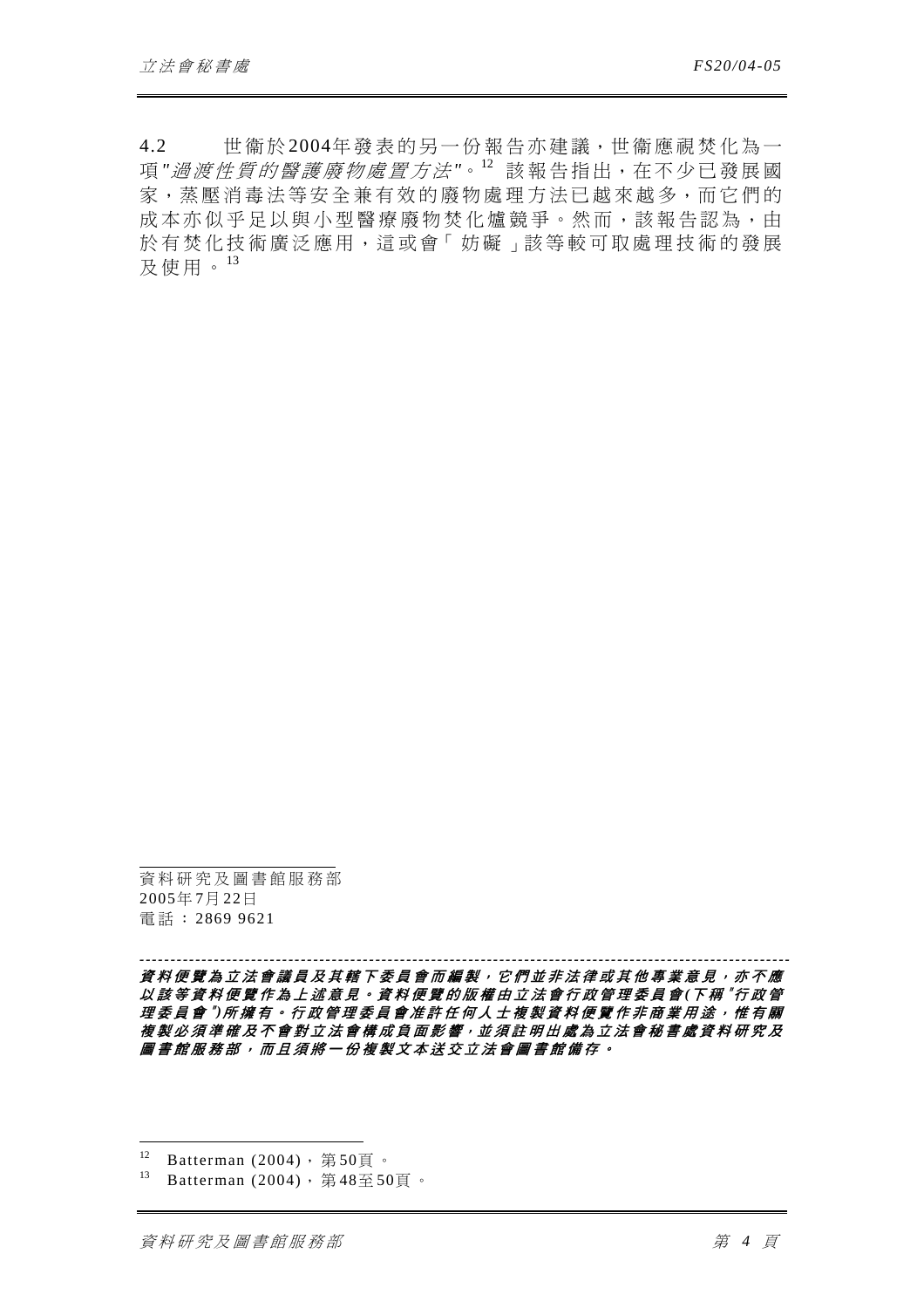4.2 世衞於2004年發表的另一份報告亦建議，世衞應視焚化為一項"*過渡性質的醫護廢物處置方法*"。[12] 該報告指出，在不少已發展國家，蒸壓消毒法等安全兼有效的廢物處理方法已越來越多，而它們的成本亦似乎足以與小型醫療廢物焚化爐競爭。然而，該報告認為，由於有焚化技術廣泛應用，這或會「妨礙」該等較可取處理技術的發展及使用。[13]

資料研究及圖書館服務部
2005年7月22日
電話：2869 9621

---

***資料便覽為立法會議員及其轄下委員會而編製，它們並非法律或其他專業意見，亦不應以該等資料便覽作為上述意見。資料便覽的版權由立法會行政管理委員會(下稱"行政管理委員會")所擁有。行政管理委員會准許任何人士複製資料便覽作非商業用途，惟有關複製必須準確及不會對立法會構成負面影響，並須註明出處為立法會秘書處資料研究及圖書館服務部，而且須將一份複製文本送交立法會圖書館備存。***

---

[12] Batterman (2004)，第50頁。

[13] Batterman (2004)，第48至50頁。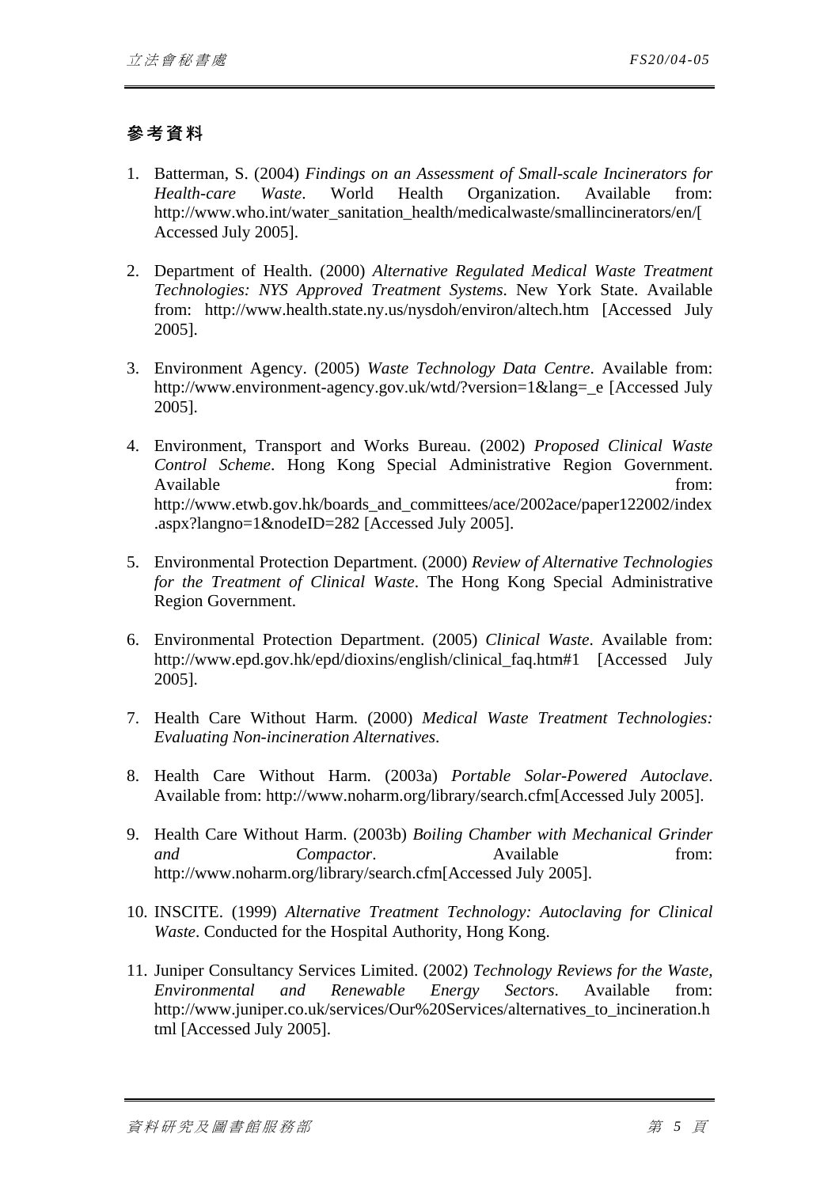## 參考資料

1. Batterman, S. (2004) *Findings on an Assessment of Small-scale Incinerators for Health-care Waste*. World Health Organization. Available from: http://www.who.int/water_sanitation_health/medicalwaste/smallincinerators/en/[ Accessed July 2005].

2. Department of Health. (2000) *Alternative Regulated Medical Waste Treatment Technologies: NYS Approved Treatment Systems*. New York State. Available from: http://www.health.state.ny.us/nysdoh/environ/altech.htm [Accessed July 2005].

3. Environment Agency. (2005) *Waste Technology Data Centre*. Available from: http://www.environment-agency.gov.uk/wtd/?version=1&lang=_e [Accessed July 2005].

4. Environment, Transport and Works Bureau. (2002) *Proposed Clinical Waste Control Scheme*. Hong Kong Special Administrative Region Government. Available from: http://www.etwb.gov.hk/boards_and_committees/ace/2002ace/paper122002/index.aspx?langno=1&nodeID=282 [Accessed July 2005].

5. Environmental Protection Department. (2000) *Review of Alternative Technologies for the Treatment of Clinical Waste*. The Hong Kong Special Administrative Region Government.

6. Environmental Protection Department. (2005) *Clinical Waste*. Available from: http://www.epd.gov.hk/epd/dioxins/english/clinical_faq.htm#1 [Accessed July 2005].

7. Health Care Without Harm. (2000) *Medical Waste Treatment Technologies: Evaluating Non-incineration Alternatives*.

8. Health Care Without Harm. (2003a) *Portable Solar-Powered Autoclave*. Available from: http://www.noharm.org/library/search.cfm[Accessed July 2005].

9. Health Care Without Harm. (2003b) *Boiling Chamber with Mechanical Grinder and Compactor*. Available from: http://www.noharm.org/library/search.cfm[Accessed July 2005].

10. INSCITE. (1999) *Alternative Treatment Technology: Autoclaving for Clinical Waste*. Conducted for the Hospital Authority, Hong Kong.

11. Juniper Consultancy Services Limited. (2002) *Technology Reviews for the Waste, Environmental and Renewable Energy Sectors*. Available from: http://www.juniper.co.uk/services/Our%20Services/alternatives_to_incineration.html [Accessed July 2005].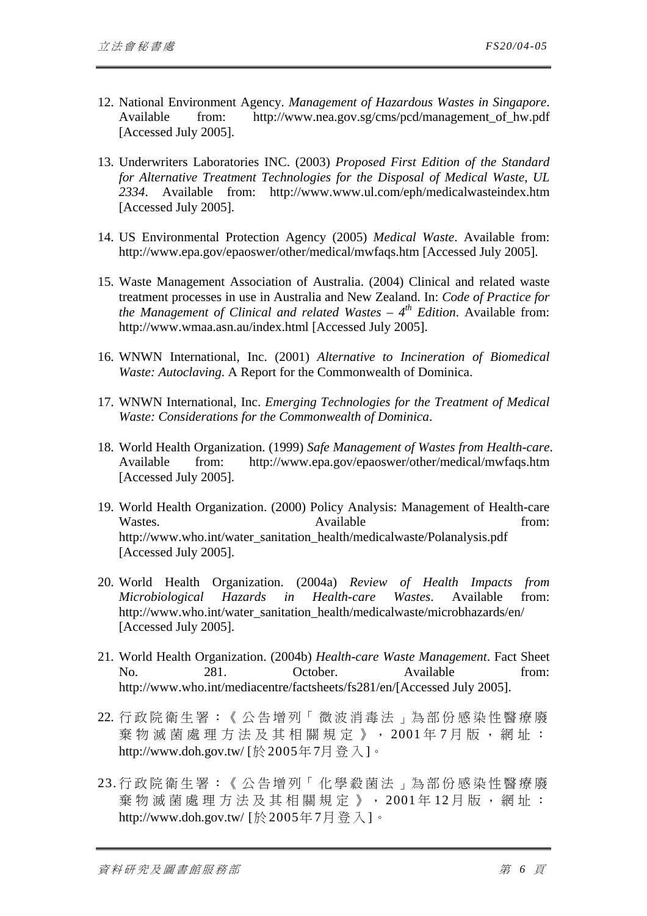12. National Environment Agency. *Management of Hazardous Wastes in Singapore*. Available from: http://www.nea.gov.sg/cms/pcd/management_of_hw.pdf [Accessed July 2005].

13. Underwriters Laboratories INC. (2003) *Proposed First Edition of the Standard for Alternative Treatment Technologies for the Disposal of Medical Waste, UL 2334*. Available from: http://www.www.ul.com/eph/medicalwasteindex.htm [Accessed July 2005].

14. US Environmental Protection Agency (2005) *Medical Waste*. Available from: http://www.epa.gov/epaoswer/other/medical/mwfaqs.htm [Accessed July 2005].

15. Waste Management Association of Australia. (2004) Clinical and related waste treatment processes in use in Australia and New Zealand. In: *Code of Practice for the Management of Clinical and related Wastes – 4th Edition*. Available from: http://www.wmaa.asn.au/index.html [Accessed July 2005].

16. WNWN International, Inc. (2001) *Alternative to Incineration of Biomedical Waste: Autoclaving*. A Report for the Commonwealth of Dominica.

17. WNWN International, Inc. *Emerging Technologies for the Treatment of Medical Waste: Considerations for the Commonwealth of Dominica*.

18. World Health Organization. (1999) *Safe Management of Wastes from Health-care*. Available from: http://www.epa.gov/epaoswer/other/medical/mwfaqs.htm [Accessed July 2005].

19. World Health Organization. (2000) Policy Analysis: Management of Health-care Wastes. Available from: http://www.who.int/water_sanitation_health/medicalwaste/Polanalysis.pdf [Accessed July 2005].

20. World Health Organization. (2004a) *Review of Health Impacts from Microbiological Hazards in Health-care Wastes*. Available from: http://www.who.int/water_sanitation_health/medicalwaste/microbhazards/en/ [Accessed July 2005].

21. World Health Organization. (2004b) *Health-care Waste Management*. Fact Sheet No. 281. October. Available from: http://www.who.int/mediacentre/factsheets/fs281/en/[Accessed July 2005].

22. 行政院衛生署：《公告增列「微波消毒法」為部份感染性醫療廢棄物滅菌處理方法及其相關規定》，2001年7月版，網址：http://www.doh.gov.tw/ [於2005年7月登入]。

23. 行政院衛生署：《公告增列「化學殺菌法」為部份感染性醫療廢棄物滅菌處理方法及其相關規定》，2001年12月版，網址：http://www.doh.gov.tw/ [於2005年7月登入]。